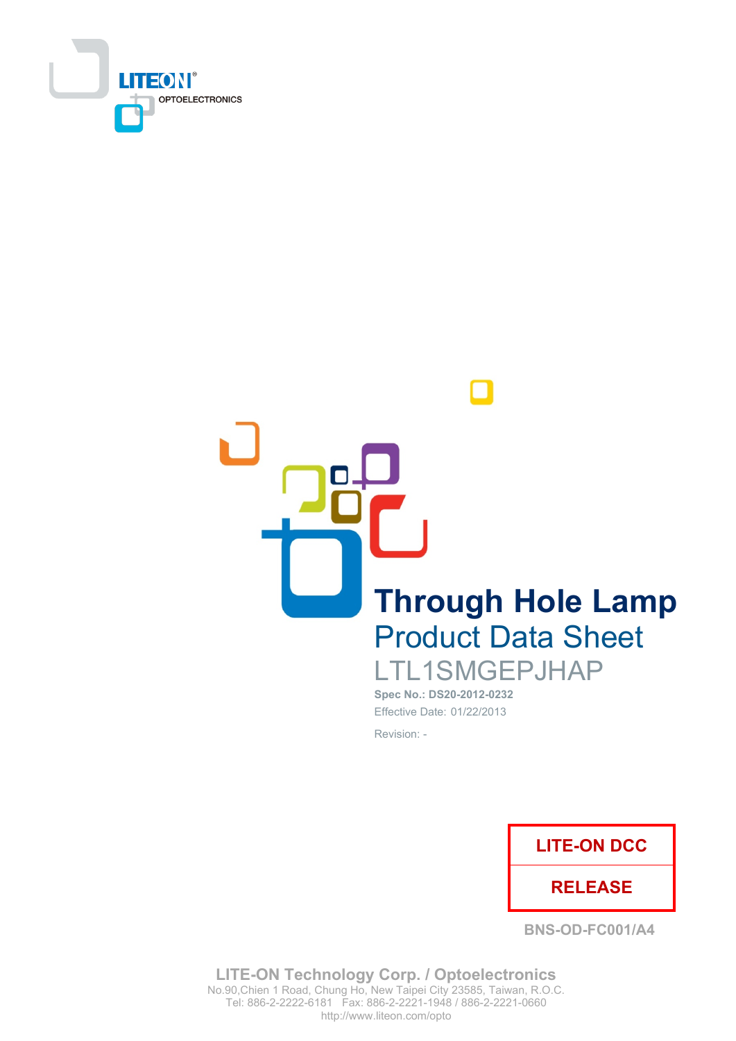LITEON
OPTOELECTRONICS

# Through Hole Lamp

## Product Data Sheet

## LTL1SMGEPJHAP

**Spec No.: DS20-2012-0232**

Effective Date: 01/22/2013

Revision: -

| LITE-ON DCC |
| --- |
| RELEASE |

BNS-OD-FC001/A4

**LITE-ON Technology Corp. / Optoelectronics**
No.90,Chien 1 Road, Chung Ho, New Taipei City 23585, Taiwan, R.O.C.
Tel: 886-2-2222-6181 Fax: 886-2-2221-1948 / 886-2-2221-0660
http://www.liteon.com/opto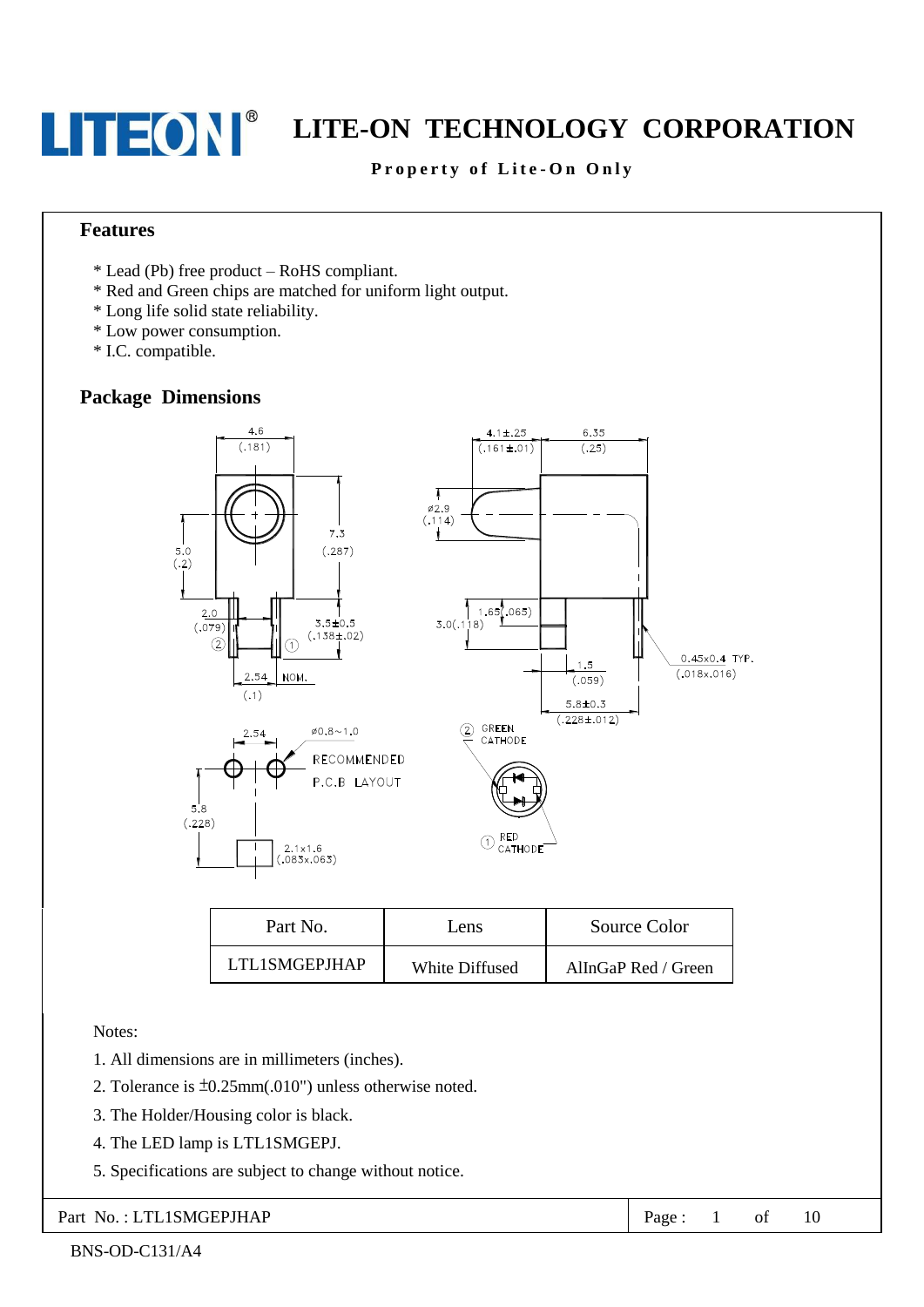## Features

* Lead (Pb) free product – RoHS compliant.
* Red and Green chips are matched for uniform light output.
* Long life solid state reliability.
* Low power consumption.
* I.C. compatible.

## Package Dimensions

| Part No. | Lens | Source Color |
|---|---|---|
| LTL1SMGEPJHAP | White Diffused | AlInGaP Red / Green |

Notes:

1. All dimensions are in millimeters (inches).
2. Tolerance is ±0.25mm(.010") unless otherwise noted.
3. The Holder/Housing color is black.
4. The LED lamp is LTL1SMGEPJ.
5. Specifications are subject to change without notice.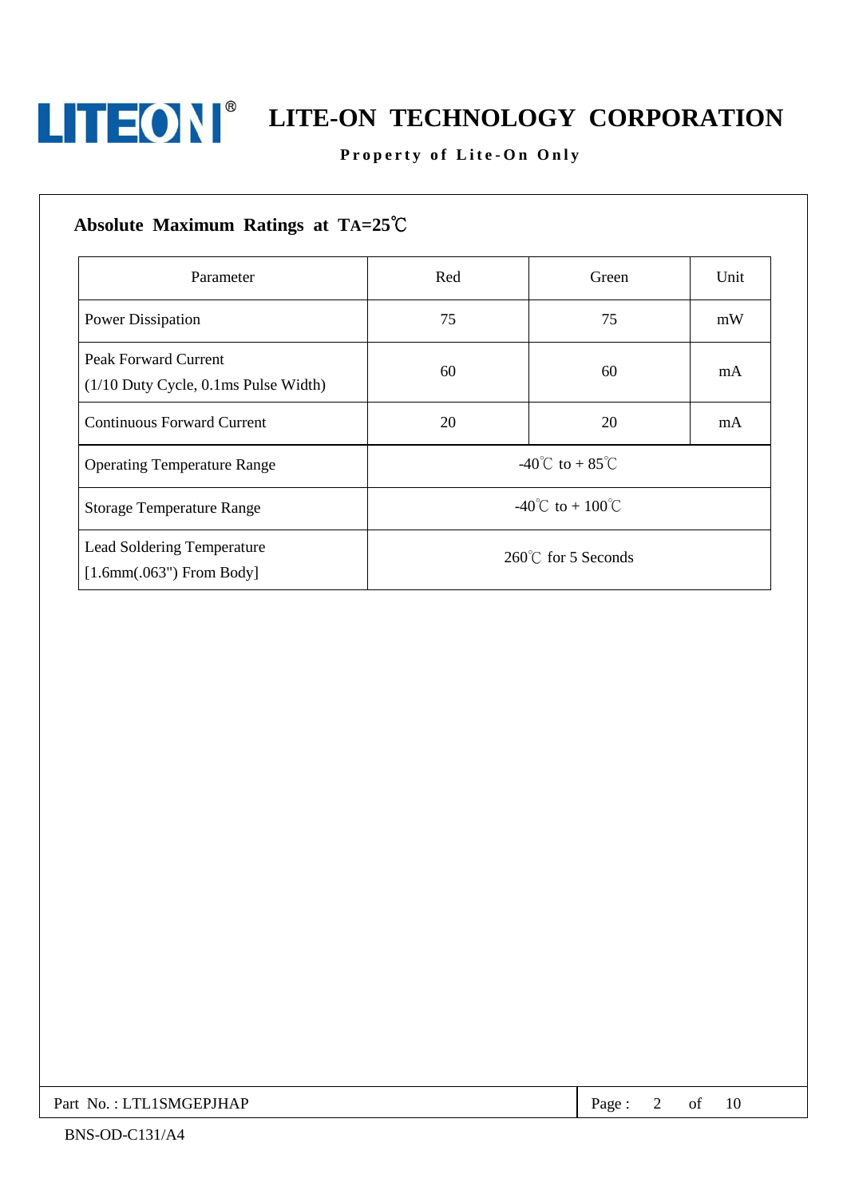## Absolute Maximum Ratings at TA=25℃

| Parameter | Red | Green | Unit |
| --- | --- | --- | --- |
| Power Dissipation | 75 | 75 | mW |
| Peak Forward Current (1/10 Duty Cycle, 0.1ms Pulse Width) | 60 | 60 | mA |
| Continuous Forward Current | 20 | 20 | mA |
| Operating Temperature Range | -40℃ to + 85℃ | | |
| Storage Temperature Range | -40℃ to + 100℃ | | |
| Lead Soldering Temperature [1.6mm(.063") From Body] | 260℃ for 5 Seconds | | |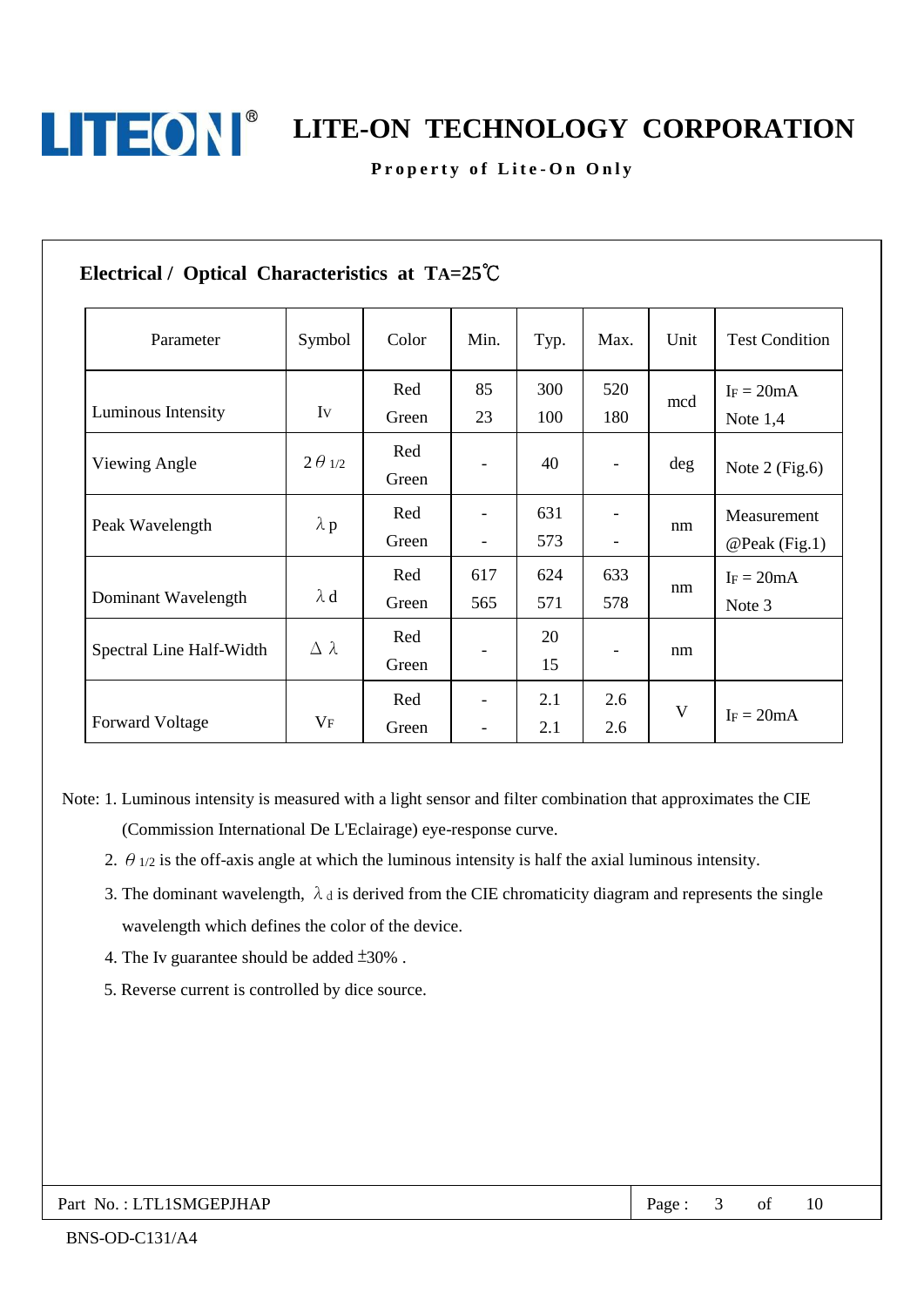## Electrical / Optical Characteristics at $T_A$=25℃

| Parameter | Symbol | Color | Min. | Typ. | Max. | Unit | Test Condition |
|---|---|---|---|---|---|---|---|
| Luminous Intensity | $I_V$ | Red<br>Green | 85<br>23 | 300<br>100 | 520<br>180 | mcd | $I_F$ = 20mA<br>Note 1,4 |
| Viewing Angle | $2\theta_{1/2}$ | Red<br>Green | - | 40 | - | deg | Note 2 (Fig.6) |
| Peak Wavelength | $\lambda p$ | Red<br>Green | -<br>- | 631<br>573 | -<br>- | nm | Measurement<br>@Peak (Fig.1) |
| Dominant Wavelength | $\lambda d$ | Red<br>Green | 617<br>565 | 624<br>571 | 633<br>578 | nm | $I_F$ = 20mA<br>Note 3 |
| Spectral Line Half-Width | $\Delta\lambda$ | Red<br>Green | - | 20<br>15 | - | nm | |
| Forward Voltage | $V_F$ | Red<br>Green | -<br>- | 2.1<br>2.1 | 2.6<br>2.6 | V | $I_F$ = 20mA |

Note: 1. Luminous intensity is measured with a light sensor and filter combination that approximates the CIE (Commission International De L'Eclairage) eye-response curve.

2. $\theta_{1/2}$ is the off-axis angle at which the luminous intensity is half the axial luminous intensity.

3. The dominant wavelength, $\lambda_d$ is derived from the CIE chromaticity diagram and represents the single wavelength which defines the color of the device.

4. The Iv guarantee should be added ±30% .

5. Reverse current is controlled by dice source.

Part No. : LTL1SMGEPJHAP

BNS-OD-C131/A4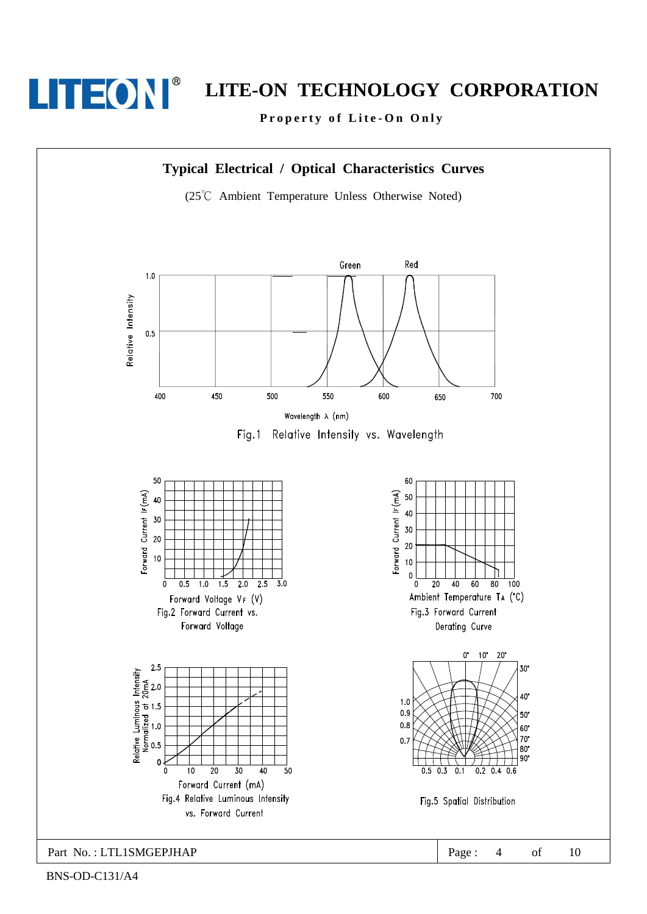## Typical Electrical / Optical Characteristics Curves

(25℃ Ambient Temperature Unless Otherwise Noted)

Green Red

1.0

0.5

Relative Intensity

400 450 500 550 600 650 700

Wavelength λ (nm)

Fig.1 Relative Intensity vs. Wavelength

50 40 30 20 10

Forward Current $I_F$(mA)

0 0.5 1.0 1.5 2.0 2.5 3.0

Forward Voltage $V_F$ (V)

Fig.2 Forward Current vs. Forward Voltage

60 50 40 30 20 10 0

Forward Current $I_F$(mA)

0 20 40 60 80 100

Ambient Temperature $T_A$ (°C)

Fig.3 Forward Current Derating Curve

2.5 2.0 1.5 1.0 0.5 0

Relative Luminous Intensity Normalized at 20mA

0 10 20 30 40 50

Forward Current (mA)

Fig.4 Relative Luminous Intensity vs. Forward Current

0° 10° 20° 30° 40° 50° 60° 70° 80° 90°

1.0 0.9 0.8 0.7

0.5 0.3 0.1 0.2 0.4 0.6

Fig.5 Spatial Distribution

Part No. : LTL1SMGEPJHAP

BNS-OD-C131/A4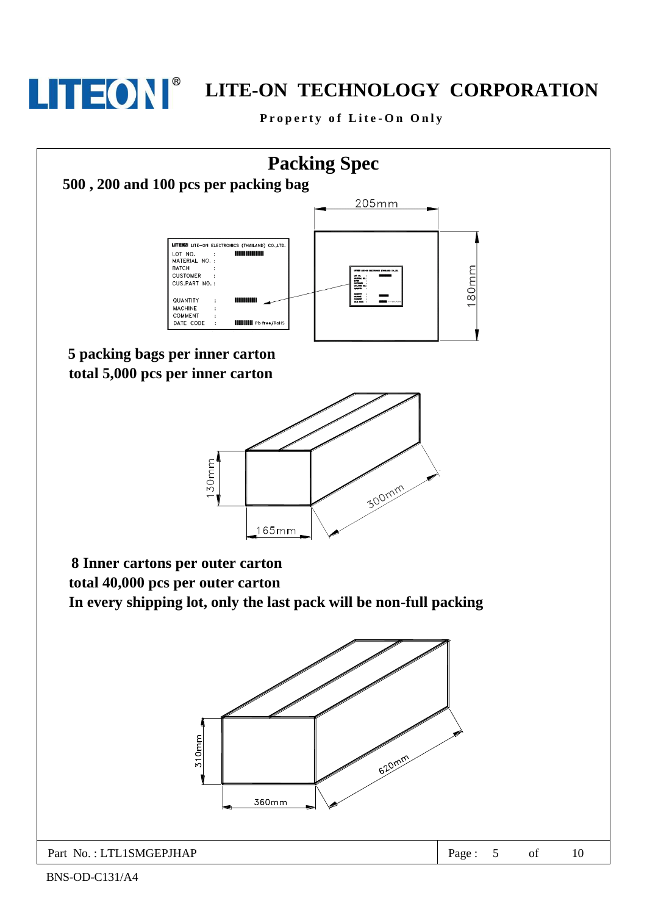# Packing Spec

**500 , 200 and 100 pcs per packing bag**

205mm

180mm

LITEON LITE-ON ELECTRONICS (THAILAND) CO.,LTD.
LOT NO. :
MATERIAL NO. :
BATCH :
CUSTOMER :
CUS.PART NO. :
QUANTITY :
MACHINE :
COMMENT :
DATE CODE : Pb-free/RoHS

**5 packing bags per inner carton**
**total 5,000 pcs per inner carton**

130mm

165mm

300mm

**8 Inner cartons per outer carton**
**total 40,000 pcs per outer carton**
**In every shipping lot, only the last pack will be non-full packing**

310mm

360mm

620mm

Part No. : LTL1SMGEPJHAP

BNS-OD-C131/A4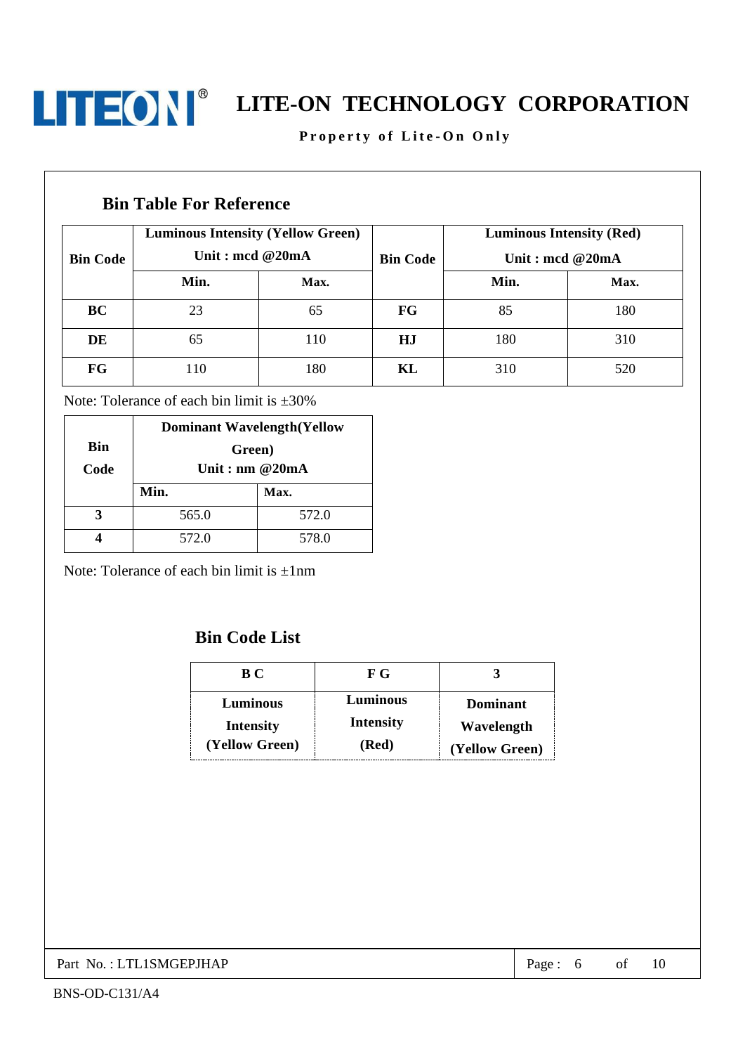## Bin Table For Reference

| Bin Code | Luminous Intensity (Yellow Green) Unit : mcd @20mA | | Bin Code | Luminous Intensity (Red) Unit : mcd @20mA | |
|---|---|---|---|---|---|
| | Min. | Max. | | Min. | Max. |
| **BC** | 23 | 65 | **FG** | 85 | 180 |
| **DE** | 65 | 110 | **HJ** | 180 | 310 |
| **FG** | 110 | 180 | **KL** | 310 | 520 |

Note: Tolerance of each bin limit is ±30%

| Bin Code | Dominant Wavelength(Yellow Green) Unit : nm @20mA | |
|---|---|---|
| | Min. | Max. |
| **3** | 565.0 | 572.0 |
| **4** | 572.0 | 578.0 |

Note: Tolerance of each bin limit is ±1nm

## Bin Code List

| B C | F G | 3 |
|---|---|---|
| Luminous Intensity (Yellow Green) | Luminous Intensity (Red) | Dominant Wavelength (Yellow Green) |

Part No. : LTL1SMGEPJHAP

BNS-OD-C131/A4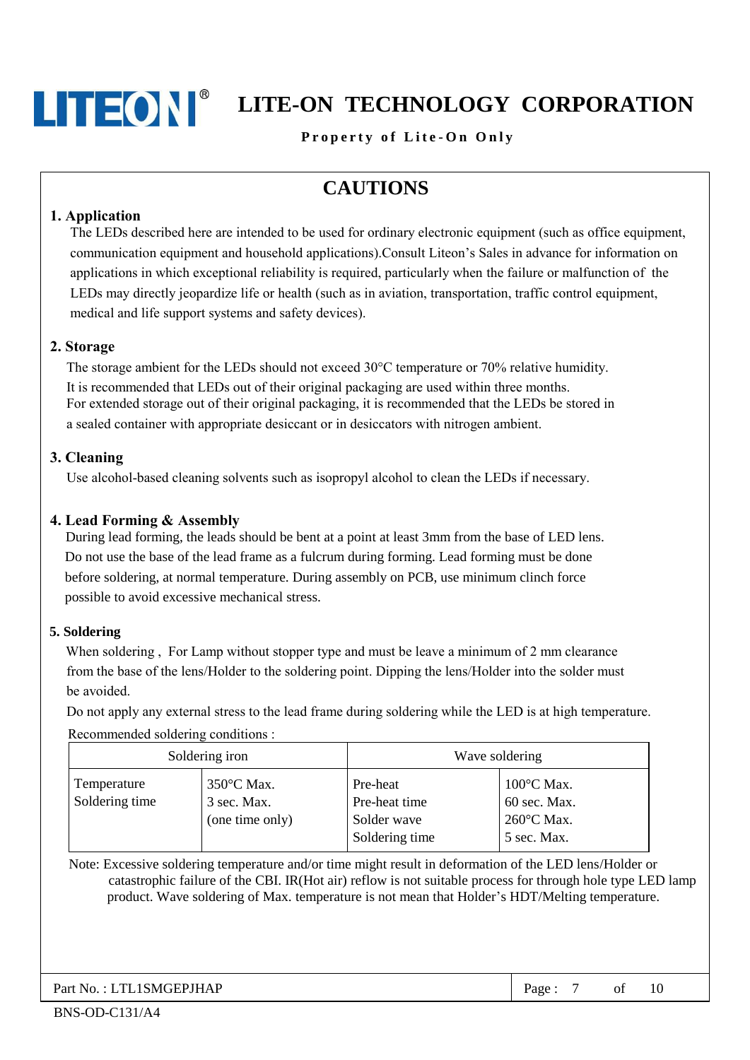# CAUTIONS

## 1. Application

The LEDs described here are intended to be used for ordinary electronic equipment (such as office equipment, communication equipment and household applications).Consult Liteon's Sales in advance for information on applications in which exceptional reliability is required, particularly when the failure or malfunction of the LEDs may directly jeopardize life or health (such as in aviation, transportation, traffic control equipment, medical and life support systems and safety devices).

## 2. Storage

The storage ambient for the LEDs should not exceed 30°C temperature or 70% relative humidity.
It is recommended that LEDs out of their original packaging are used within three months.
For extended storage out of their original packaging, it is recommended that the LEDs be stored in a sealed container with appropriate desiccant or in desiccators with nitrogen ambient.

## 3. Cleaning

Use alcohol-based cleaning solvents such as isopropyl alcohol to clean the LEDs if necessary.

## 4. Lead Forming & Assembly

During lead forming, the leads should be bent at a point at least 3mm from the base of LED lens. Do not use the base of the lead frame as a fulcrum during forming. Lead forming must be done before soldering, at normal temperature. During assembly on PCB, use minimum clinch force possible to avoid excessive mechanical stress.

## 5. Soldering

When soldering , For Lamp without stopper type and must be leave a minimum of 2 mm clearance from the base of the lens/Holder to the soldering point. Dipping the lens/Holder into the solder must be avoided.

Do not apply any external stress to the lead frame during soldering while the LED is at high temperature.

Recommended soldering conditions :

| Soldering iron | | Wave soldering | |
|---|---|---|---|
| Temperature<br>Soldering time | 350°C Max.<br>3 sec. Max.<br>(one time only) | Pre-heat<br>Pre-heat time<br>Solder wave<br>Soldering time | 100°C Max.<br>60 sec. Max.<br>260°C Max.<br>5 sec. Max. |

Note: Excessive soldering temperature and/or time might result in deformation of the LED lens/Holder or catastrophic failure of the CBI. IR(Hot air) reflow is not suitable process for through hole type LED lamp product. Wave soldering of Max. temperature is not mean that Holder's HDT/Melting temperature.

Part No. : LTL1SMGEPJHAP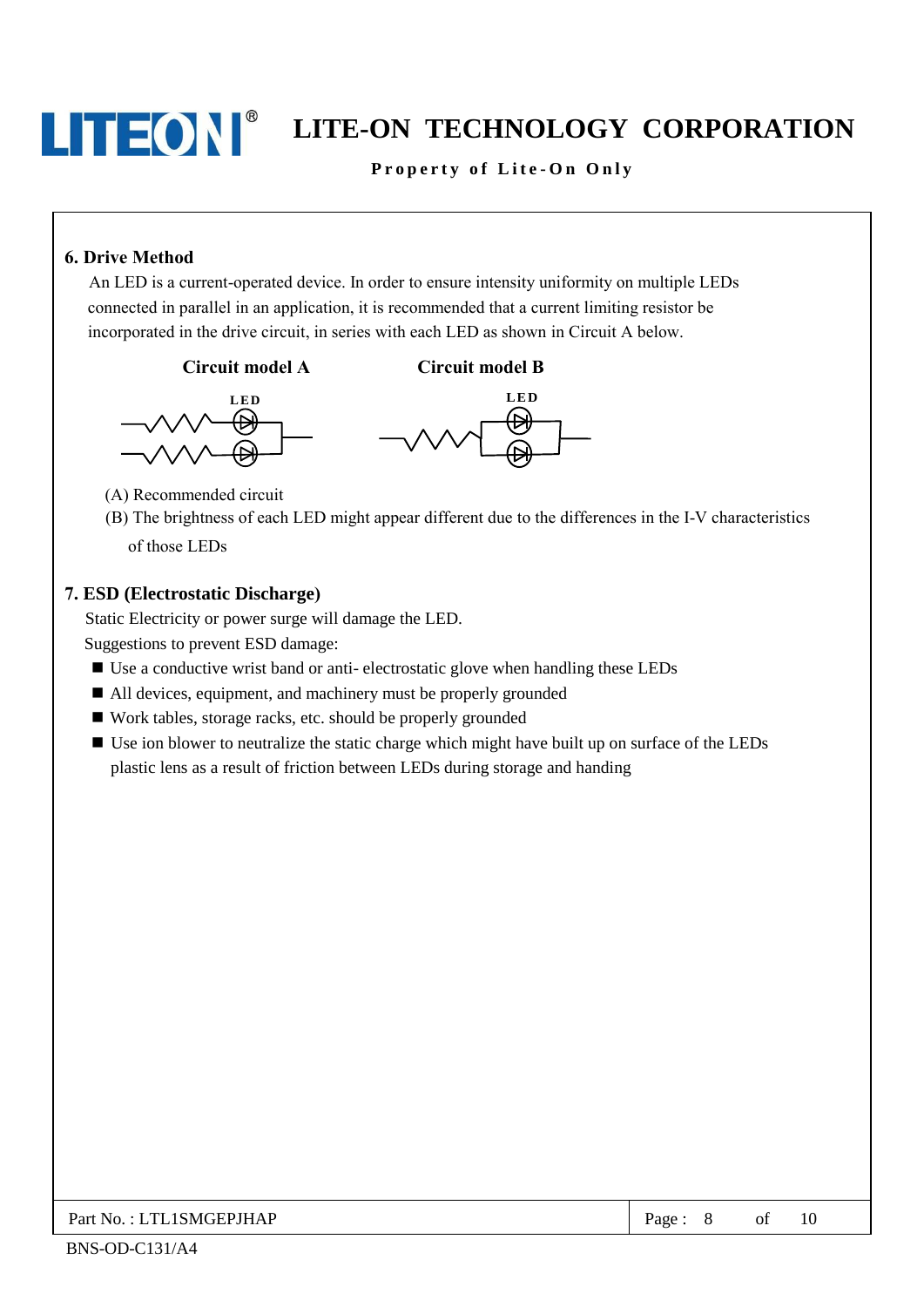## 6. Drive Method

An LED is a current-operated device. In order to ensure intensity uniformity on multiple LEDs connected in parallel in an application, it is recommended that a current limiting resistor be incorporated in the drive circuit, in series with each LED as shown in Circuit A below.

**Circuit model A** **Circuit model B**

LED LED

(A) Recommended circuit

(B) The brightness of each LED might appear different due to the differences in the I-V characteristics of those LEDs

## 7. ESD (Electrostatic Discharge)

Static Electricity or power surge will damage the LED.

Suggestions to prevent ESD damage:

- Use a conductive wrist band or anti- electrostatic glove when handling these LEDs
- All devices, equipment, and machinery must be properly grounded
- Work tables, storage racks, etc. should be properly grounded
- Use ion blower to neutralize the static charge which might have built up on surface of the LEDs plastic lens as a result of friction between LEDs during storage and handing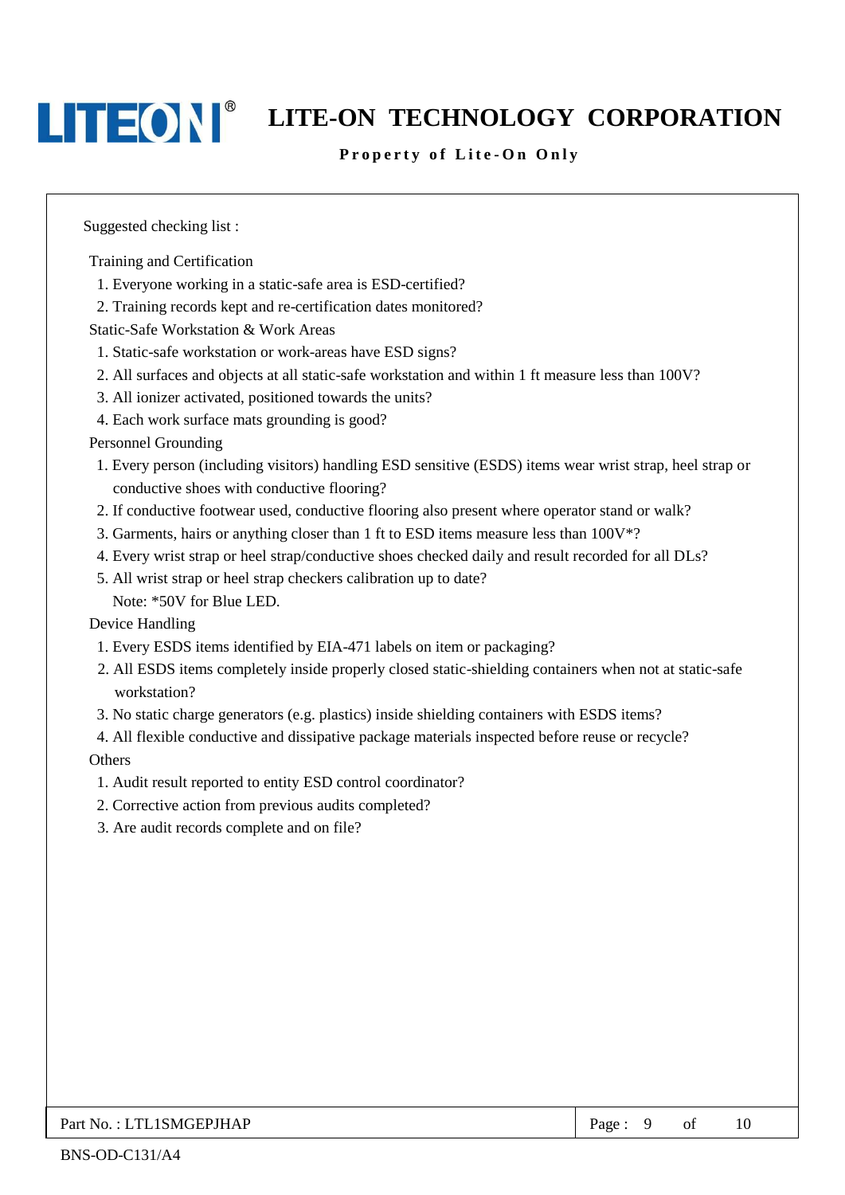Suggested checking list :

Training and Certification

1. Everyone working in a static-safe area is ESD-certified?
2. Training records kept and re-certification dates monitored?

Static-Safe Workstation & Work Areas

1. Static-safe workstation or work-areas have ESD signs?
2. All surfaces and objects at all static-safe workstation and within 1 ft measure less than 100V?
3. All ionizer activated, positioned towards the units?
4. Each work surface mats grounding is good?

Personnel Grounding

1. Every person (including visitors) handling ESD sensitive (ESDS) items wear wrist strap, heel strap or conductive shoes with conductive flooring?
2. If conductive footwear used, conductive flooring also present where operator stand or walk?
3. Garments, hairs or anything closer than 1 ft to ESD items measure less than 100V*?
4. Every wrist strap or heel strap/conductive shoes checked daily and result recorded for all DLs?
5. All wrist strap or heel strap checkers calibration up to date?

   Note: *50V for Blue LED.

Device Handling

1. Every ESDS items identified by EIA-471 labels on item or packaging?
2. All ESDS items completely inside properly closed static-shielding containers when not at static-safe workstation?
3. No static charge generators (e.g. plastics) inside shielding containers with ESDS items?
4. All flexible conductive and dissipative package materials inspected before reuse or recycle?

Others

1. Audit result reported to entity ESD control coordinator?
2. Corrective action from previous audits completed?
3. Are audit records complete and on file?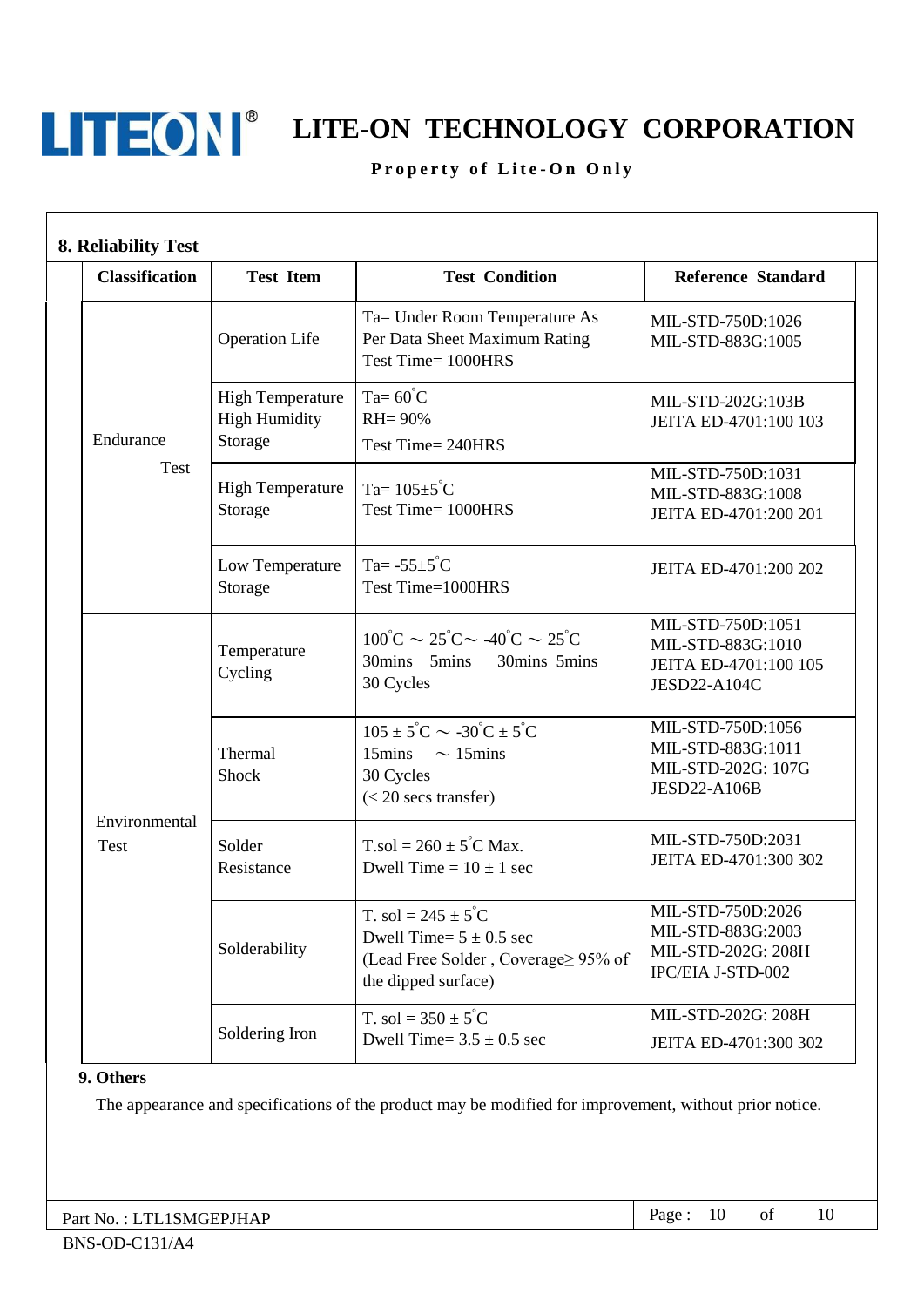## 8. Reliability Test

| Classification | Test Item | Test Condition | Reference Standard |
|---|---|---|---|
| Endurance Test | Operation Life | Ta= Under Room Temperature As Per Data Sheet Maximum Rating<br>Test Time= 1000HRS | MIL-STD-750D:1026<br>MIL-STD-883G:1005 |
| | High Temperature High Humidity Storage | Ta= 60°C<br>RH= 90%<br>Test Time= 240HRS | MIL-STD-202G:103B<br>JEITA ED-4701:100 103 |
| | High Temperature Storage | Ta= 105±5°C<br>Test Time= 1000HRS | MIL-STD-750D:1031<br>MIL-STD-883G:1008<br>JEITA ED-4701:200 201 |
| | Low Temperature Storage | Ta= -55±5°C<br>Test Time=1000HRS | JEITA ED-4701:200 202 |
| Environmental Test | Temperature Cycling | 100°C ~ 25°C~ -40°C ~ 25°C<br>30mins 5mins 30mins 5mins<br>30 Cycles | MIL-STD-750D:1051<br>MIL-STD-883G:1010<br>JEITA ED-4701:100 105<br>JESD22-A104C |
| | Thermal Shock | 105 ± 5°C ~ -30°C ± 5°C<br>15mins ~ 15mins<br>30 Cycles<br>(< 20 secs transfer) | MIL-STD-750D:1056<br>MIL-STD-883G:1011<br>MIL-STD-202G: 107G<br>JESD22-A106B |
| | Solder Resistance | T.sol = 260 ± 5°C Max.<br>Dwell Time = 10 ± 1 sec | MIL-STD-750D:2031<br>JEITA ED-4701:300 302 |
| | Solderability | T. sol = 245 ± 5°C<br>Dwell Time= 5 ± 0.5 sec<br>(Lead Free Solder , Coverage≥ 95% of the dipped surface) | MIL-STD-750D:2026<br>MIL-STD-883G:2003<br>MIL-STD-202G: 208H<br>IPC/EIA J-STD-002 |
| | Soldering Iron | T. sol = 350 ± 5°C<br>Dwell Time= 3.5 ± 0.5 sec | MIL-STD-202G: 208H<br>JEITA ED-4701:300 302 |

## 9. Others

The appearance and specifications of the product may be modified for improvement, without prior notice.